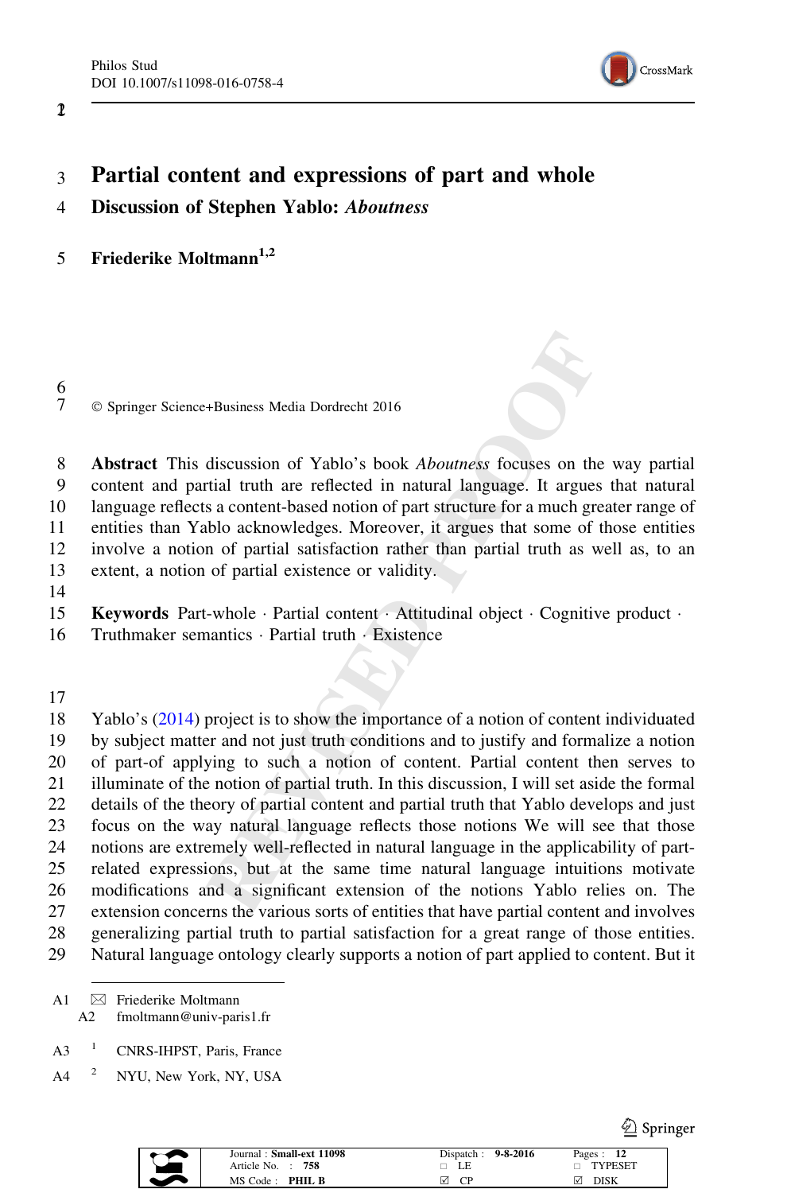# Partial content and expressions of part and whole

## Discussion of Stephen Yablo: *Aboutness*

**Friederike Moltmann**[1,2]

© Springer Science+Business Media Dordrecht 2016

**Abstract** This discussion of Yablo's book *Aboutness* focuses on the way partial content and partial truth are reflected in natural language. It argues that natural language reflects a content-based notion of part structure for a much greater range of entities than Yablo acknowledges. Moreover, it argues that some of those entities involve a notion of partial satisfaction rather than partial truth as well as, to an extent, a notion of partial existence or validity.

**Keywords** Part-whole · Partial content · Attitudinal object · Cognitive product · Truthmaker semantics · Partial truth · Existence

Yablo's (2014) project is to show the importance of a notion of content individuated by subject matter and not just truth conditions and to justify and formalize a notion of part-of applying to such a notion of content. Partial content then serves to illuminate of the notion of partial truth. In this discussion, I will set aside the formal details of the theory of partial content and partial truth that Yablo develops and just focus on the way natural language reflects those notions We will see that those notions are extremely well-reflected in natural language in the applicability of part-related expressions, but at the same time natural language intuitions motivate modifications and a significant extension of the notions Yablo relies on. The extension concerns the various sorts of entities that have partial content and involves generalizing partial truth to partial satisfaction for a great range of those entities. Natural language ontology clearly supports a notion of part applied to content. But it

---

✉ Friederike Moltmann
fmoltmann@univ-paris1.fr

[1] CNRS-IHPST, Paris, France

[2] NYU, New York, NY, USA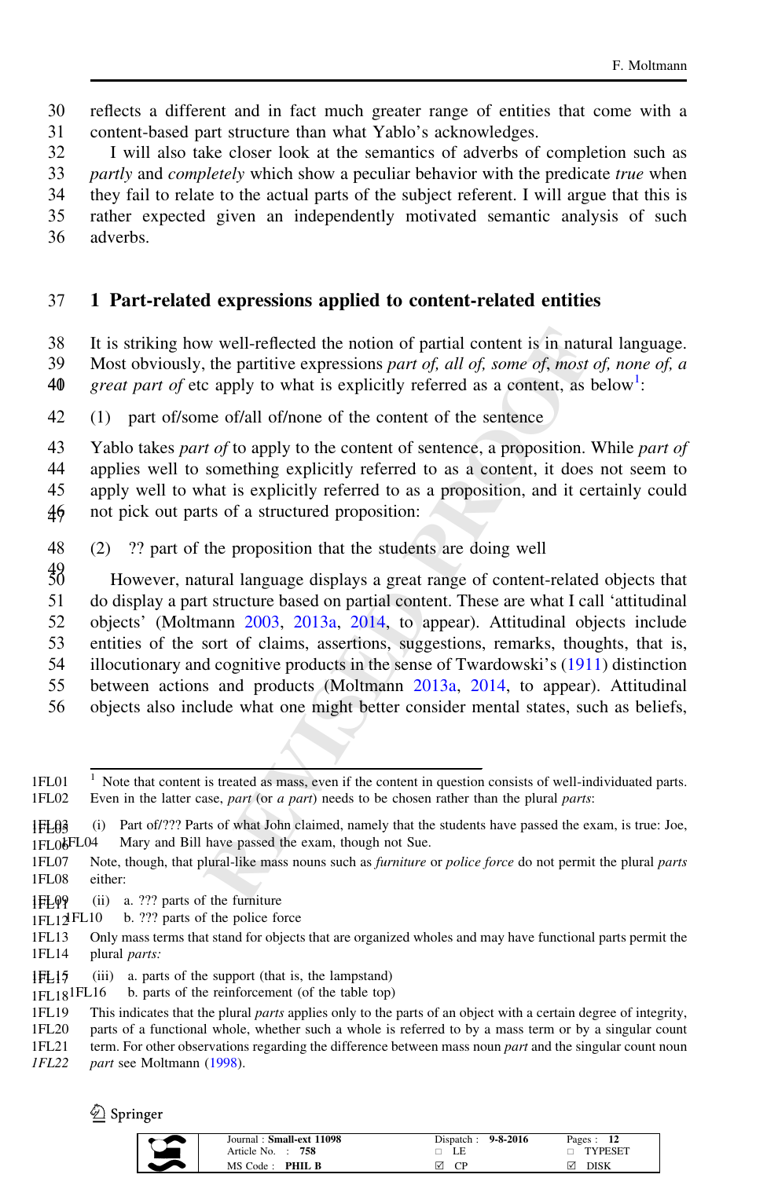reflects a different and in fact much greater range of entities that come with a content-based part structure than what Yablo's acknowledges.

I will also take closer look at the semantics of adverbs of completion such as *partly* and *completely* which show a peculiar behavior with the predicate *true* when they fail to relate to the actual parts of the subject referent. I will argue that this is rather expected given an independently motivated semantic analysis of such adverbs.

## 1 Part-related expressions applied to content-related entities

It is striking how well-reflected the notion of partial content is in natural language. Most obviously, the partitive expressions *part of, all of, some of, most of, none of, a great part of* etc apply to what is explicitly referred as a content, as below[1]:

(1) part of/some of/all of/none of the content of the sentence

Yablo takes *part of* to apply to the content of sentence, a proposition. While *part of* applies well to something explicitly referred to as a content, it does not seem to apply well to what is explicitly referred to as a proposition, and it certainly could not pick out parts of a structured proposition:

(2) ?? part of the proposition that the students are doing well

However, natural language displays a great range of content-related objects that do display a part structure based on partial content. These are what I call 'attitudinal objects' (Moltmann 2003, 2013a, 2014, to appear). Attitudinal objects include entities of the sort of claims, assertions, suggestions, remarks, thoughts, that is, illocutionary and cognitive products in the sense of Twardowski's (1911) distinction between actions and products (Moltmann 2013a, 2014, to appear). Attitudinal objects also include what one might better consider mental states, such as beliefs,

---

[1] Note that content is treated as mass, even if the content in question consists of well-individuated parts. Even in the latter case, *part* (or *a part*) needs to be chosen rather than the plural *parts*:

(i) Part of/??? Parts of what John claimed, namely that the students have passed the exam, is true: Joe, Mary and Bill have passed the exam, though not Sue.

Note, though, that plural-like mass nouns such as *furniture* or *police force* do not permit the plural *parts* either:

(ii) a. ??? parts of the furniture
b. ??? parts of the police force

Only mass terms that stand for objects that are organized wholes and may have functional parts permit the plural *parts:*

(iii) a. parts of the support (that is, the lampstand)
b. parts of the reinforcement (of the table top)

This indicates that the plural *parts* applies only to the parts of an object with a certain degree of integrity, parts of a functional whole, whether such a whole is referred to by a mass term or by a singular count term. For other observations regarding the difference between mass noun *part* and the singular count noun *part* see Moltmann (1998).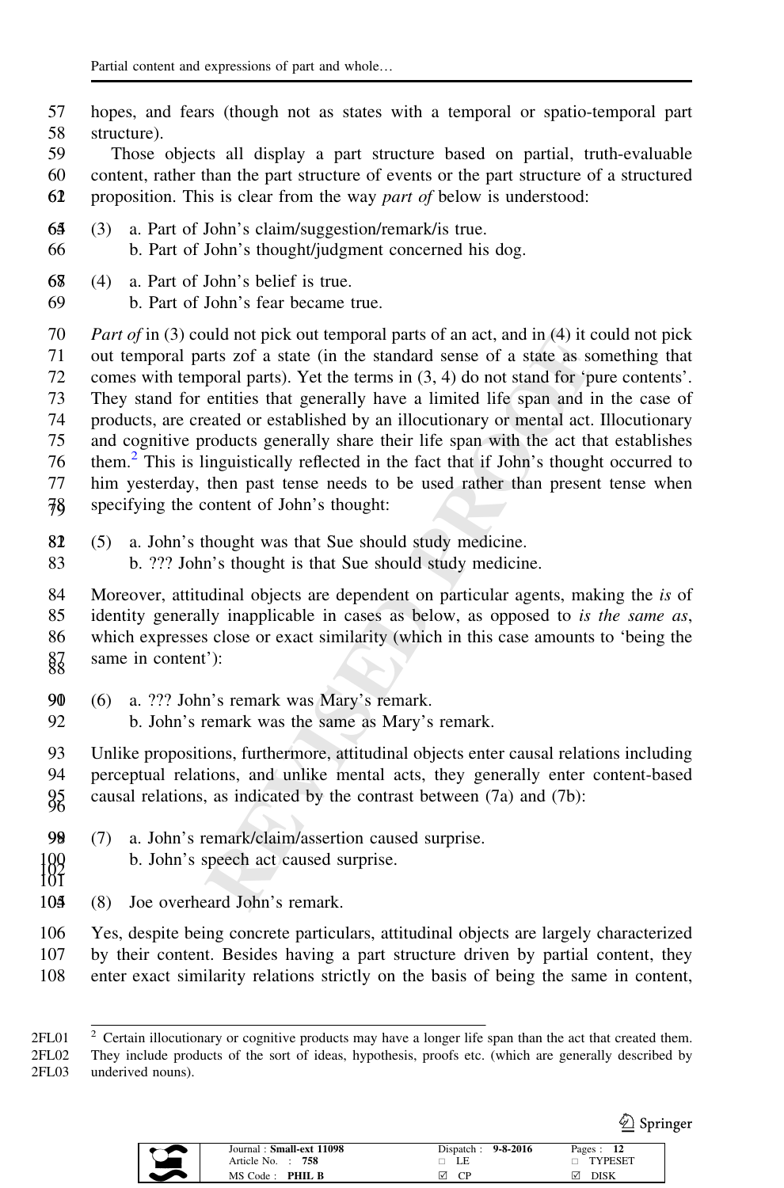hopes, and fears (though not as states with a temporal or spatio-temporal part structure).

Those objects all display a part structure based on partial, truth-evaluable content, rather than the part structure of events or the part structure of a structured proposition. This is clear from the way *part of* below is understood:

(3) a. Part of John's claim/suggestion/remark/is true.
b. Part of John's thought/judgment concerned his dog.

(4) a. Part of John's belief is true.
b. Part of John's fear became true.

*Part of* in (3) could not pick out temporal parts of an act, and in (4) it could not pick out temporal parts zof a state (in the standard sense of a state as something that comes with temporal parts). Yet the terms in (3, 4) do not stand for 'pure contents'. They stand for entities that generally have a limited life span and in the case of products, are created or established by an illocutionary or mental act. Illocutionary and cognitive products generally share their life span with the act that establishes them.[2] This is linguistically reflected in the fact that if John's thought occurred to him yesterday, then past tense needs to be used rather than present tense when specifying the content of John's thought:

(5) a. John's thought was that Sue should study medicine.
b. ??? John's thought is that Sue should study medicine.

Moreover, attitudinal objects are dependent on particular agents, making the *is* of identity generally inapplicable in cases as below, as opposed to *is the same as*, which expresses close or exact similarity (which in this case amounts to 'being the same in content'):

(6) a. ??? John's remark was Mary's remark.
b. John's remark was the same as Mary's remark.

Unlike propositions, furthermore, attitudinal objects enter causal relations including perceptual relations, and unlike mental acts, they generally enter content-based causal relations, as indicated by the contrast between (7a) and (7b):

(7) a. John's remark/claim/assertion caused surprise.
b. John's speech act caused surprise.

(8) Joe overheard John's remark.

Yes, despite being concrete particulars, attitudinal objects are largely characterized by their content. Besides having a part structure driven by partial content, they enter exact similarity relations strictly on the basis of being the same in content,

---

[2] Certain illocutionary or cognitive products may have a longer life span than the act that created them. They include products of the sort of ideas, hypothesis, proofs etc. (which are generally described by underived nouns).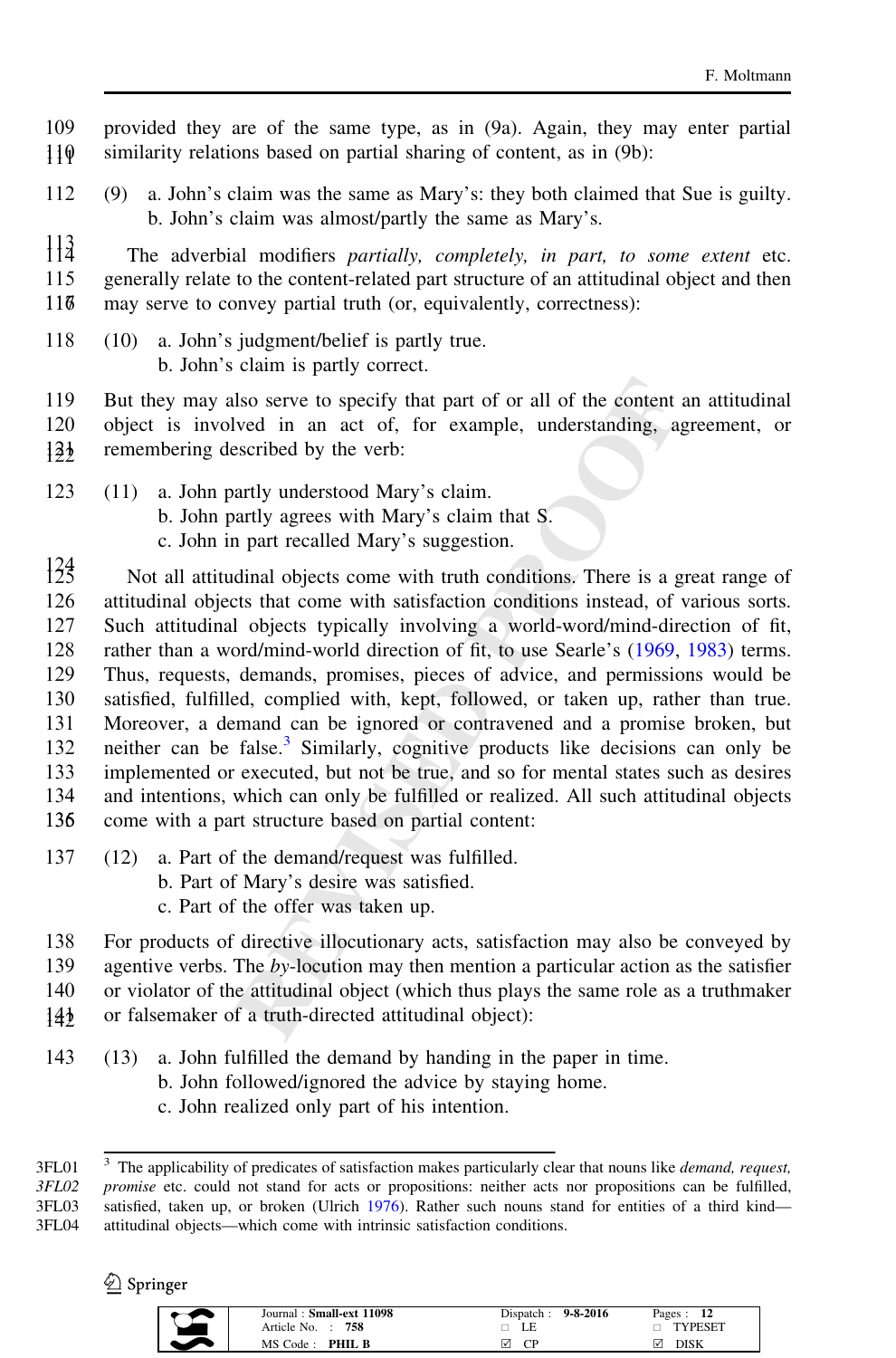provided they are of the same type, as in (9a). Again, they may enter partial similarity relations based on partial sharing of content, as in (9b):

(9) a. John's claim was the same as Mary's: they both claimed that Sue is guilty.
b. John's claim was almost/partly the same as Mary's.

The adverbial modifiers *partially, completely, in part, to some extent* etc. generally relate to the content-related part structure of an attitudinal object and then may serve to convey partial truth (or, equivalently, correctness):

(10) a. John's judgment/belief is partly true.
b. John's claim is partly correct.

But they may also serve to specify that part of or all of the content an attitudinal object is involved in an act of, for example, understanding, agreement, or remembering described by the verb:

(11) a. John partly understood Mary's claim.
b. John partly agrees with Mary's claim that S.
c. John in part recalled Mary's suggestion.

Not all attitudinal objects come with truth conditions. There is a great range of attitudinal objects that come with satisfaction conditions instead, of various sorts. Such attitudinal objects typically involving a world-word/mind-direction of fit, rather than a word/mind-world direction of fit, to use Searle's (1969, 1983) terms. Thus, requests, demands, promises, pieces of advice, and permissions would be satisfied, fulfilled, complied with, kept, followed, or taken up, rather than true. Moreover, a demand can be ignored or contravened and a promise broken, but neither can be false.[3] Similarly, cognitive products like decisions can only be implemented or executed, but not be true, and so for mental states such as desires and intentions, which can only be fulfilled or realized. All such attitudinal objects come with a part structure based on partial content:

(12) a. Part of the demand/request was fulfilled.
b. Part of Mary's desire was satisfied.
c. Part of the offer was taken up.

For products of directive illocutionary acts, satisfaction may also be conveyed by agentive verbs. The *by*-locution may then mention a particular action as the satisfier or violator of the attitudinal object (which thus plays the same role as a truthmaker or falsemaker of a truth-directed attitudinal object):

(13) a. John fulfilled the demand by handing in the paper in time.
b. John followed/ignored the advice by staying home.
c. John realized only part of his intention.

[3] The applicability of predicates of satisfaction makes particularly clear that nouns like *demand, request, promise* etc. could not stand for acts or propositions: neither acts nor propositions can be fulfilled, satisfied, taken up, or broken (Ulrich 1976). Rather such nouns stand for entities of a third kind—attitudinal objects—which come with intrinsic satisfaction conditions.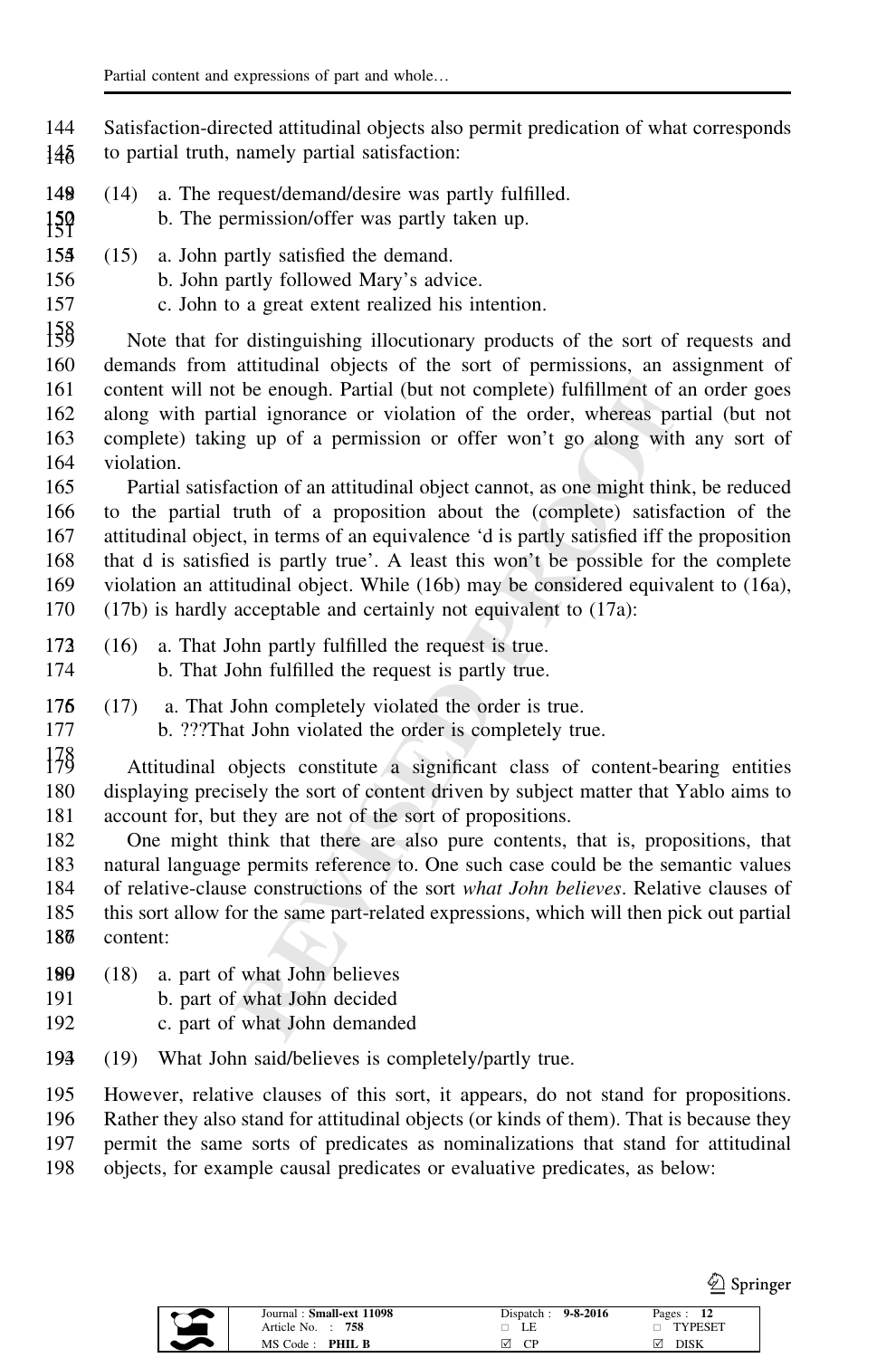Satisfaction-directed attitudinal objects also permit predication of what corresponds to partial truth, namely partial satisfaction:

(14) a. The request/demand/desire was partly fulfilled.
 b. The permission/offer was partly taken up.

(15) a. John partly satisfied the demand.
 b. John partly followed Mary's advice.
 c. John to a great extent realized his intention.

Note that for distinguishing illocutionary products of the sort of requests and demands from attitudinal objects of the sort of permissions, an assignment of content will not be enough. Partial (but not complete) fulfillment of an order goes along with partial ignorance or violation of the order, whereas partial (but not complete) taking up of a permission or offer won't go along with any sort of violation.

Partial satisfaction of an attitudinal object cannot, as one might think, be reduced to the partial truth of a proposition about the (complete) satisfaction of the attitudinal object, in terms of an equivalence 'd is partly satisfied iff the proposition that d is satisfied is partly true'. A least this won't be possible for the complete violation an attitudinal object. While (16b) may be considered equivalent to (16a), (17b) is hardly acceptable and certainly not equivalent to (17a):

(16) a. That John partly fulfilled the request is true.
 b. That John fulfilled the request is partly true.

(17) a. That John completely violated the order is true.
 b. ???That John violated the order is completely true.

Attitudinal objects constitute a significant class of content-bearing entities displaying precisely the sort of content driven by subject matter that Yablo aims to account for, but they are not of the sort of propositions.

One might think that there are also pure contents, that is, propositions, that natural language permits reference to. One such case could be the semantic values of relative-clause constructions of the sort *what John believes*. Relative clauses of this sort allow for the same part-related expressions, which will then pick out partial content:

(18) a. part of what John believes
 b. part of what John decided
 c. part of what John demanded

(19) What John said/believes is completely/partly true.

However, relative clauses of this sort, it appears, do not stand for propositions. Rather they also stand for attitudinal objects (or kinds of them). That is because they permit the same sorts of predicates as nominalizations that stand for attitudinal objects, for example causal predicates or evaluative predicates, as below: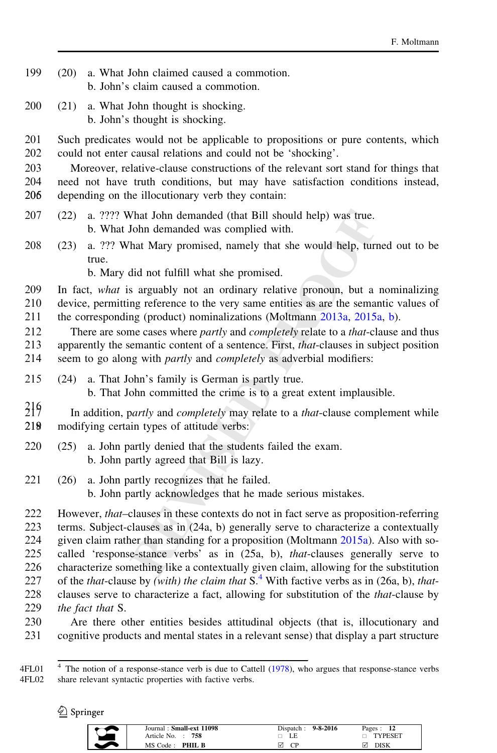(20) a. What John claimed caused a commotion.
b. John's claim caused a commotion.

(21) a. What John thought is shocking.
b. John's thought is shocking.

Such predicates would not be applicable to propositions or pure contents, which could not enter causal relations and could not be 'shocking'.

Moreover, relative-clause constructions of the relevant sort stand for things that need not have truth conditions, but may have satisfaction conditions instead, depending on the illocutionary verb they contain:

(22) a. ???? What John demanded (that Bill should help) was true.
b. What John demanded was complied with.

(23) a. ??? What Mary promised, namely that she would help, turned out to be true.
b. Mary did not fulfill what she promised.

In fact, *what* is arguably not an ordinary relative pronoun, but a nominalizing device, permitting reference to the very same entities as are the semantic values of the corresponding (product) nominalizations (Moltmann 2013a, 2015a, b).

There are some cases where *partly* and *completely* relate to a *that*-clause and thus apparently the semantic content of a sentence. First, *that*-clauses in subject position seem to go along with *partly* and *completely* as adverbial modifiers:

(24) a. That John's family is German is partly true.
b. That John committed the crime is to a great extent implausible.

In addition, p*artly* and *completely* may relate to a *that*-clause complement while modifying certain types of attitude verbs:

(25) a. John partly denied that the students failed the exam.
b. John partly agreed that Bill is lazy.

(26) a. John partly recognizes that he failed.
b. John partly acknowledges that he made serious mistakes.

However, *that*–clauses in these contexts do not in fact serve as proposition-referring terms. Subject-clauses as in (24a, b) generally serve to characterize a contextually given claim rather than standing for a proposition (Moltmann 2015a). Also with so-called 'response-stance verbs' as in (25a, b), *that*-clauses generally serve to characterize something like a contextually given claim, allowing for the substitution of the *that*-clause by *(with) the claim that* S.[4] With factive verbs as in (26a, b), *that*-clauses serve to characterize a fact, allowing for substitution of the *that*-clause by *the fact that* S.

Are there other entities besides attitudinal objects (that is, illocutionary and cognitive products and mental states in a relevant sense) that display a part structure

---

[4] The notion of a response-stance verb is due to Cattell (1978), who argues that response-stance verbs share relevant syntactic properties with factive verbs.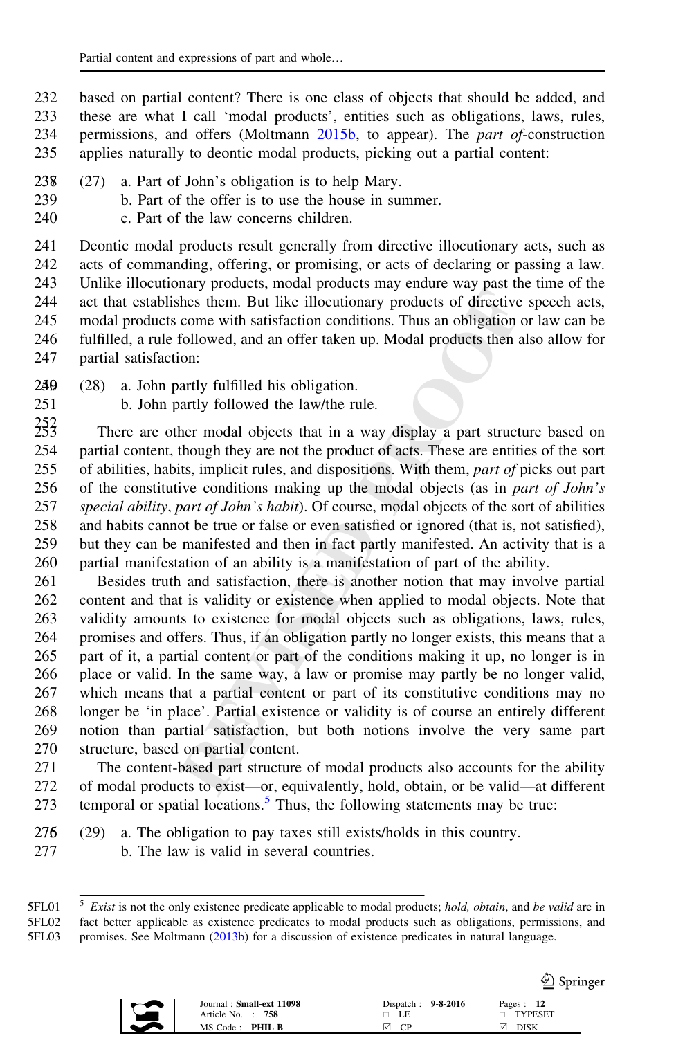based on partial content? There is one class of objects that should be added, and these are what I call 'modal products', entities such as obligations, laws, rules, permissions, and offers (Moltmann 2015b, to appear). The *part of*-construction applies naturally to deontic modal products, picking out a partial content:

(27) a. Part of John's obligation is to help Mary.
b. Part of the offer is to use the house in summer.
c. Part of the law concerns children.

Deontic modal products result generally from directive illocutionary acts, such as acts of commanding, offering, or promising, or acts of declaring or passing a law. Unlike illocutionary products, modal products may endure way past the time of the act that establishes them. But like illocutionary products of directive speech acts, modal products come with satisfaction conditions. Thus an obligation or law can be fulfilled, a rule followed, and an offer taken up. Modal products then also allow for partial satisfaction:

(28) a. John partly fulfilled his obligation.
b. John partly followed the law/the rule.

There are other modal objects that in a way display a part structure based on partial content, though they are not the product of acts. These are entities of the sort of abilities, habits, implicit rules, and dispositions. With them, *part of* picks out part of the constitutive conditions making up the modal objects (as in *part of John's special ability*, *part of John's habit*). Of course, modal objects of the sort of abilities and habits cannot be true or false or even satisfied or ignored (that is, not satisfied), but they can be manifested and then in fact partly manifested. An activity that is a partial manifestation of an ability is a manifestation of part of the ability.

Besides truth and satisfaction, there is another notion that may involve partial content and that is validity or existence when applied to modal objects. Note that validity amounts to existence for modal objects such as obligations, laws, rules, promises and offers. Thus, if an obligation partly no longer exists, this means that a part of it, a partial content or part of the conditions making it up, no longer is in place or valid. In the same way, a law or promise may partly be no longer valid, which means that a partial content or part of its constitutive conditions may no longer be 'in place'. Partial existence or validity is of course an entirely different notion than partial satisfaction, but both notions involve the very same part structure, based on partial content.

The content-based part structure of modal products also accounts for the ability of modal products to exist—or, equivalently, hold, obtain, or be valid—at different temporal or spatial locations.[5] Thus, the following statements may be true:

(29) a. The obligation to pay taxes still exists/holds in this country.
b. The law is valid in several countries.

[5] *Exist* is not the only existence predicate applicable to modal products; *hold, obtain*, and *be valid* are in fact better applicable as existence predicates to modal products such as obligations, permissions, and promises. See Moltmann (2013b) for a discussion of existence predicates in natural language.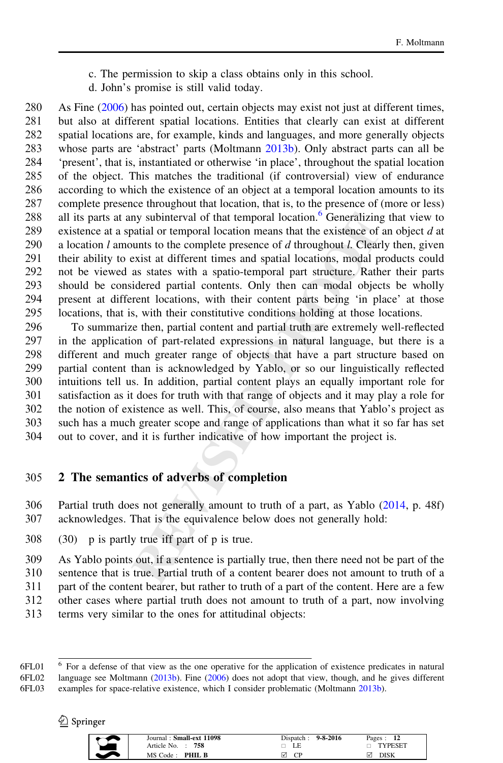c. The permission to skip a class obtains only in this school.

d. John's promise is still valid today.

As Fine (2006) has pointed out, certain objects may exist not just at different times, but also at different spatial locations. Entities that clearly can exist at different spatial locations are, for example, kinds and languages, and more generally objects whose parts are 'abstract' parts (Moltmann 2013b). Only abstract parts can all be 'present', that is, instantiated or otherwise 'in place', throughout the spatial location of the object. This matches the traditional (if controversial) view of endurance according to which the existence of an object at a temporal location amounts to its complete presence throughout that location, that is, to the presence of (more or less) all its parts at any subinterval of that temporal location.[6] Generalizing that view to existence at a spatial or temporal location means that the existence of an object *d* at a location *l* amounts to the complete presence of *d* throughout *l*. Clearly then, given their ability to exist at different times and spatial locations, modal products could not be viewed as states with a spatio-temporal part structure. Rather their parts should be considered partial contents. Only then can modal objects be wholly present at different locations, with their content parts being 'in place' at those locations, that is, with their constitutive conditions holding at those locations.

To summarize then, partial content and partial truth are extremely well-reflected in the application of part-related expressions in natural language, but there is a different and much greater range of objects that have a part structure based on partial content than is acknowledged by Yablo, or so our linguistically reflected intuitions tell us. In addition, partial content plays an equally important role for satisfaction as it does for truth with that range of objects and it may play a role for the notion of existence as well. This, of course, also means that Yablo's project as such has a much greater scope and range of applications than what it so far has set out to cover, and it is further indicative of how important the project is.

## 2 The semantics of adverbs of completion

Partial truth does not generally amount to truth of a part, as Yablo (2014, p. 48f) acknowledges. That is the equivalence below does not generally hold:

(30) p is partly true iff part of p is true.

As Yablo points out, if a sentence is partially true, then there need not be part of the sentence that is true. Partial truth of a content bearer does not amount to truth of a part of the content bearer, but rather to truth of a part of the content. Here are a few other cases where partial truth does not amount to truth of a part, now involving terms very similar to the ones for attitudinal objects:

---

[6] For a defense of that view as the one operative for the application of existence predicates in natural language see Moltmann (2013b). Fine (2006) does not adopt that view, though, and he gives different examples for space-relative existence, which I consider problematic (Moltmann 2013b).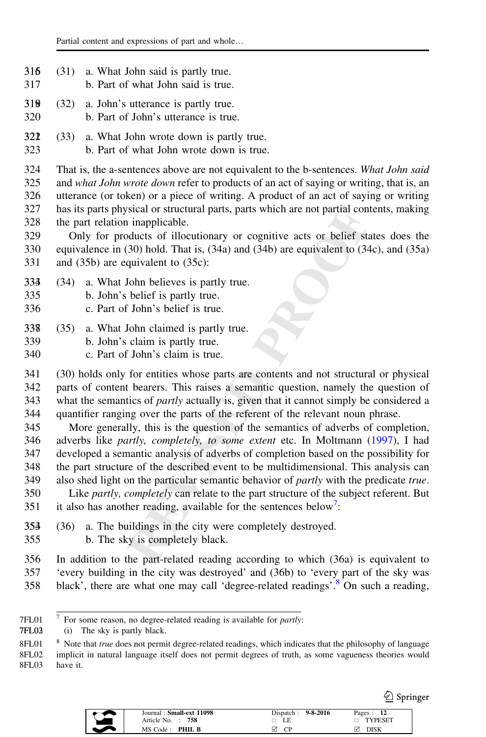(31) a. What John said is partly true.
b. Part of what John said is true.

(32) a. John's utterance is partly true.
b. Part of John's utterance is true.

(33) a. What John wrote down is partly true.
b. Part of what John wrote down is true.

That is, the a-sentences above are not equivalent to the b-sentences. *What John said* and *what John wrote down* refer to products of an act of saying or writing, that is, an utterance (or token) or a piece of writing. A product of an act of saying or writing has its parts physical or structural parts, parts which are not partial contents, making the part relation inapplicable.

Only for products of illocutionary or cognitive acts or belief states does the equivalence in (30) hold. That is, (34a) and (34b) are equivalent to (34c), and (35a) and (35b) are equivalent to (35c):

(34) a. What John believes is partly true.
b. John's belief is partly true.
c. Part of John's belief is true.

(35) a. What John claimed is partly true.
b. John's claim is partly true.
c. Part of John's claim is true.

(30) holds only for entities whose parts are contents and not structural or physical parts of content bearers. This raises a semantic question, namely the question of what the semantics of *partly* actually is, given that it cannot simply be considered a quantifier ranging over the parts of the referent of the relevant noun phrase.

More generally, this is the question of the semantics of adverbs of completion, adverbs like *partly, completely, to some extent* etc. In Moltmann (1997), I had developed a semantic analysis of adverbs of completion based on the possibility for the part structure of the described event to be multidimensional. This analysis can also shed light on the particular semantic behavior of *partly* with the predicate *true*.

Like *partly, completely* can relate to the part structure of the subject referent. But it also has another reading, available for the sentences below[7]:

(36) a. The buildings in the city were completely destroyed.
b. The sky is completely black.

In addition to the part-related reading according to which (36a) is equivalent to 'every building in the city was destroyed' and (36b) to 'every part of the sky was black', there are what one may call 'degree-related readings'.[8] On such a reading,

---

[7] For some reason, no degree-related reading is available for *partly*:
(i) The sky is partly black.

[8] Note that *true* does not permit degree-related readings, which indicates that the philosophy of language implicit in natural language itself does not permit degrees of truth, as some vagueness theories would have it.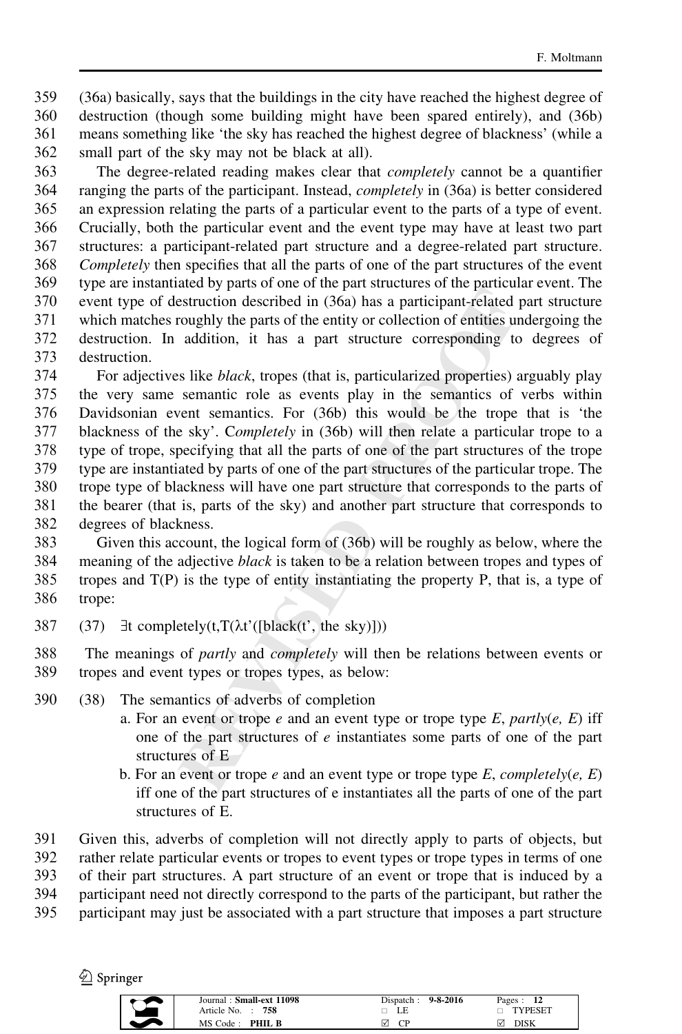(36a) basically, says that the buildings in the city have reached the highest degree of destruction (though some building might have been spared entirely), and (36b) means something like 'the sky has reached the highest degree of blackness' (while a small part of the sky may not be black at all).

The degree-related reading makes clear that *completely* cannot be a quantifier ranging the parts of the participant. Instead, *completely* in (36a) is better considered an expression relating the parts of a particular event to the parts of a type of event. Crucially, both the particular event and the event type may have at least two part structures: a participant-related part structure and a degree-related part structure. *Completely* then specifies that all the parts of one of the part structures of the event type are instantiated by parts of one of the part structures of the particular event. The event type of destruction described in (36a) has a participant-related part structure which matches roughly the parts of the entity or collection of entities undergoing the destruction. In addition, it has a part structure corresponding to degrees of destruction.

For adjectives like *black*, tropes (that is, particularized properties) arguably play the very same semantic role as events play in the semantics of verbs within Davidsonian event semantics. For (36b) this would be the trope that is 'the blackness of the sky'. C*ompletely* in (36b) will then relate a particular trope to a type of trope, specifying that all the parts of one of the part structures of the trope type are instantiated by parts of one of the part structures of the particular trope. The trope type of blackness will have one part structure that corresponds to the parts of the bearer (that is, parts of the sky) and another part structure that corresponds to degrees of blackness.

Given this account, the logical form of (36b) will be roughly as below, where the meaning of the adjective *black* is taken to be a relation between tropes and types of tropes and T(P) is the type of entity instantiating the property P, that is, a type of trope:

(37) $\exists$t completely(t,T($\lambda$t'([black(t', the sky)]))

The meanings of *partly* and *completely* will then be relations between events or tropes and event types or tropes types, as below:

(38) The semantics of adverbs of completion

a. For an event or trope *e* and an event type or trope type *E*, *partly*(*e, E*) iff one of the part structures of *e* instantiates some parts of one of the part structures of E

b. For an event or trope *e* and an event type or trope type *E*, *completely*(*e, E*) iff one of the part structures of e instantiates all the parts of one of the part structures of E.

Given this, adverbs of completion will not directly apply to parts of objects, but rather relate particular events or tropes to event types or trope types in terms of one of their part structures. A part structure of an event or trope that is induced by a participant need not directly correspond to the parts of the participant, but rather the participant may just be associated with a part structure that imposes a part structure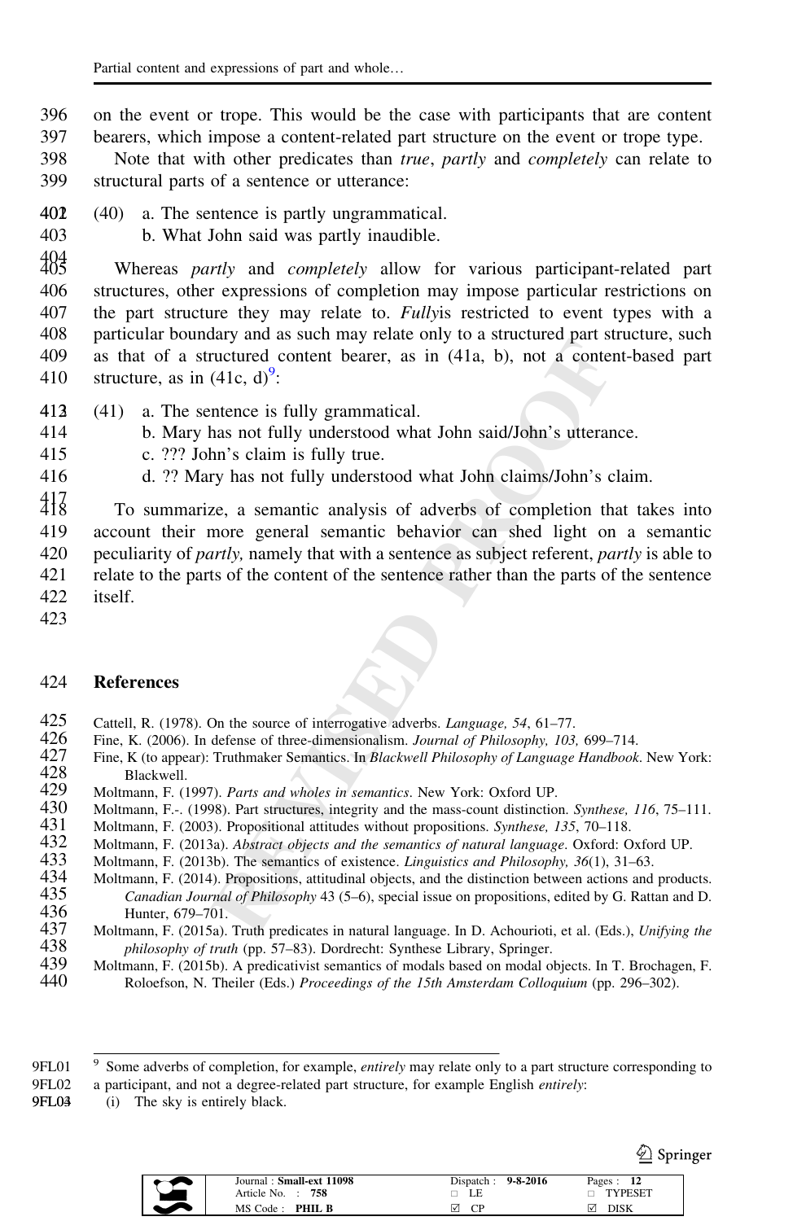on the event or trope. This would be the case with participants that are content bearers, which impose a content-related part structure on the event or trope type.

Note that with other predicates than *true*, *partly* and *completely* can relate to structural parts of a sentence or utterance:

(40) a. The sentence is partly ungrammatical.
 b. What John said was partly inaudible.

Whereas *partly* and *completely* allow for various participant-related part structures, other expressions of completion may impose particular restrictions on the part structure they may relate to. *Fully*is restricted to event types with a particular boundary and as such may relate only to a structured part structure, such as that of a structured content bearer, as in (41a, b), not a content-based part structure, as in (41c, d)[9]:

(41) a. The sentence is fully grammatical.
 b. Mary has not fully understood what John said/John's utterance.
 c. ??? John's claim is fully true.
 d. ?? Mary has not fully understood what John claims/John's claim.

To summarize, a semantic analysis of adverbs of completion that takes into account their more general semantic behavior can shed light on a semantic peculiarity of *partly,* namely that with a sentence as subject referent, *partly* is able to relate to the parts of the content of the sentence rather than the parts of the sentence itself.

## References

Cattell, R. (1978). On the source of interrogative adverbs. *Language, 54*, 61–77.

Fine, K. (2006). In defense of three-dimensionalism. *Journal of Philosophy, 103,* 699–714.

Fine, K (to appear): Truthmaker Semantics. In *Blackwell Philosophy of Language Handbook*. New York: Blackwell.

Moltmann, F. (1997). *Parts and wholes in semantics*. New York: Oxford UP.

Moltmann, F.-. (1998). Part structures, integrity and the mass-count distinction. *Synthese, 116*, 75–111.

Moltmann, F. (2003). Propositional attitudes without propositions. *Synthese, 135*, 70–118.

Moltmann, F. (2013a). *Abstract objects and the semantics of natural language*. Oxford: Oxford UP.

Moltmann, F. (2013b). The semantics of existence. *Linguistics and Philosophy, 36*(1), 31–63.

Moltmann, F. (2014). Propositions, attitudinal objects, and the distinction between actions and products. *Canadian Journal of Philosophy* 43 (5–6), special issue on propositions, edited by G. Rattan and D. Hunter, 679–701.

Moltmann, F. (2015a). Truth predicates in natural language. In D. Achourioti, et al. (Eds.), *Unifying the philosophy of truth* (pp. 57–83). Dordrecht: Synthese Library, Springer.

Moltmann, F. (2015b). A predicativist semantics of modals based on modal objects. In T. Brochagen, F. Roloefson, N. Theiler (Eds.) *Proceedings of the 15th Amsterdam Colloquium* (pp. 296–302).

---

[9] Some adverbs of completion, for example, *entirely* may relate only to a part structure corresponding to a participant, and not a degree-related part structure, for example English *entirely*:

(i) The sky is entirely black.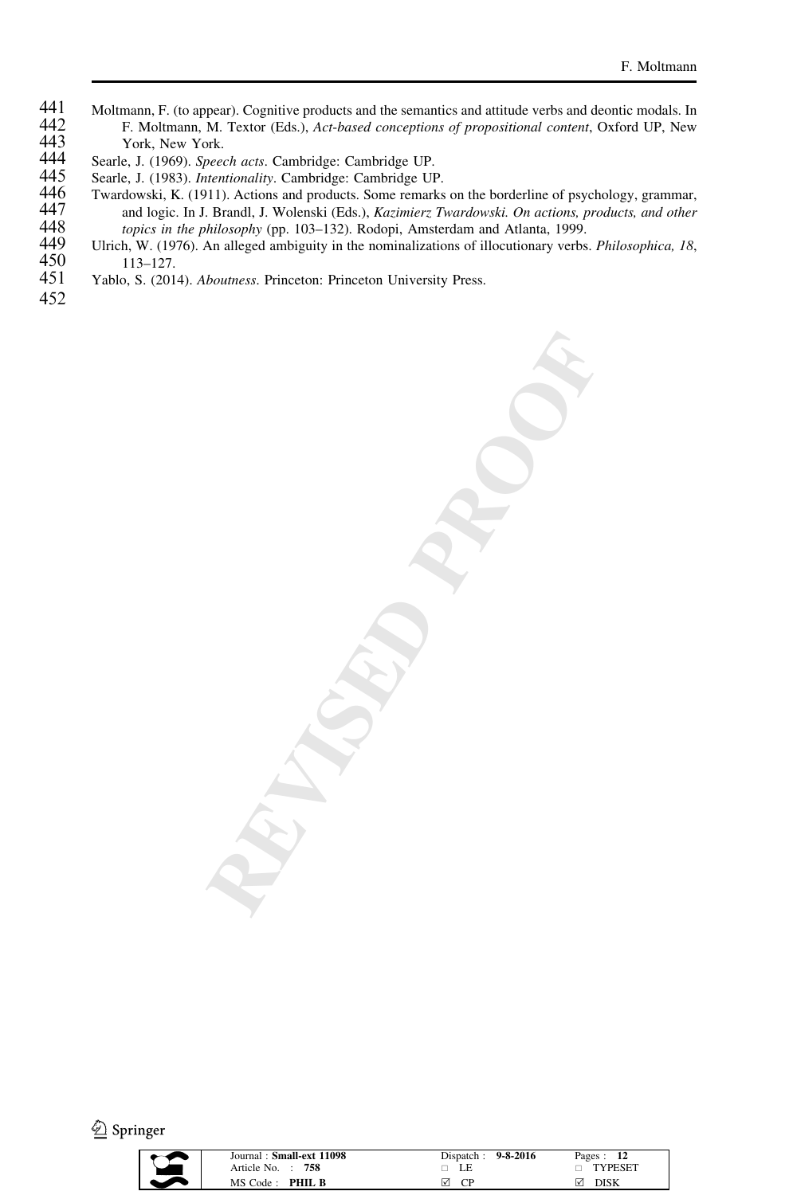Moltmann, F. (to appear). Cognitive products and the semantics and attitude verbs and deontic modals. In F. Moltmann, M. Textor (Eds.), *Act-based conceptions of propositional content*, Oxford UP, New York, New York.

Searle, J. (1969). *Speech acts*. Cambridge: Cambridge UP.

Searle, J. (1983). *Intentionality*. Cambridge: Cambridge UP.

Twardowski, K. (1911). Actions and products. Some remarks on the borderline of psychology, grammar, and logic. In J. Brandl, J. Wolenski (Eds.), *Kazimierz Twardowski. On actions, products, and other topics in the philosophy* (pp. 103–132). Rodopi, Amsterdam and Atlanta, 1999.

Ulrich, W. (1976). An alleged ambiguity in the nominalizations of illocutionary verbs. *Philosophica, 18*, 113–127.

Yablo, S. (2014). *Aboutness*. Princeton: Princeton University Press.